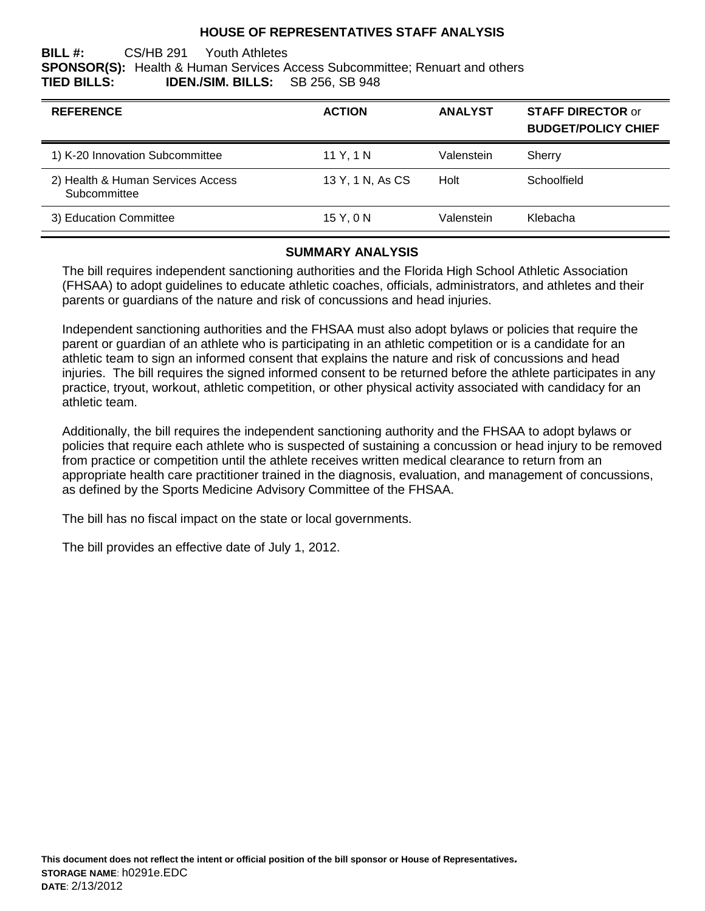# HOUSE OF REPRESENTATIVES STAFF ANALYSIS

**BILL #:** CS/HB 291 Youth Athletes
**SPONSOR(S):** Health & Human Services Access Subcommittee; Renuart and others
**TIED BILLS:** **IDEN./SIM. BILLS:** SB 256, SB 948

| REFERENCE | ACTION | ANALYST | STAFF DIRECTOR or BUDGET/POLICY CHIEF |
|---|---|---|---|
| 1) K-20 Innovation Subcommittee | 11 Y, 1 N | Valenstein | Sherry |
| 2) Health & Human Services Access Subcommittee | 13 Y, 1 N, As CS | Holt | Schoolfield |
| 3) Education Committee | 15 Y, 0 N | Valenstein | Klebacha |

## SUMMARY ANALYSIS

The bill requires independent sanctioning authorities and the Florida High School Athletic Association (FHSAA) to adopt guidelines to educate athletic coaches, officials, administrators, and athletes and their parents or guardians of the nature and risk of concussions and head injuries.

Independent sanctioning authorities and the FHSAA must also adopt bylaws or policies that require the parent or guardian of an athlete who is participating in an athletic competition or is a candidate for an athletic team to sign an informed consent that explains the nature and risk of concussions and head injuries. The bill requires the signed informed consent to be returned before the athlete participates in any practice, tryout, workout, athletic competition, or other physical activity associated with candidacy for an athletic team.

Additionally, the bill requires the independent sanctioning authority and the FHSAA to adopt bylaws or policies that require each athlete who is suspected of sustaining a concussion or head injury to be removed from practice or competition until the athlete receives written medical clearance to return from an appropriate health care practitioner trained in the diagnosis, evaluation, and management of concussions, as defined by the Sports Medicine Advisory Committee of the FHSAA.

The bill has no fiscal impact on the state or local governments.

The bill provides an effective date of July 1, 2012.

**This document does not reflect the intent or official position of the bill sponsor or House of Representatives.**
**STORAGE NAME**: h0291e.EDC
**DATE**: 2/13/2012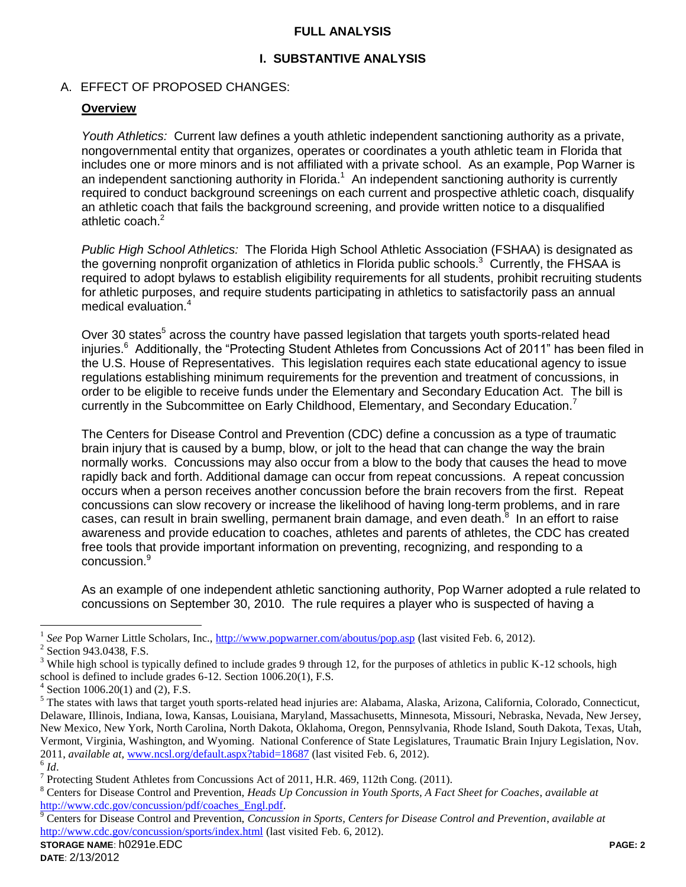## FULL ANALYSIS

## I. SUBSTANTIVE ANALYSIS

A. EFFECT OF PROPOSED CHANGES:

**Overview**

*Youth Athletics:* Current law defines a youth athletic independent sanctioning authority as a private, nongovernmental entity that organizes, operates or coordinates a youth athletic team in Florida that includes one or more minors and is not affiliated with a private school. As an example, Pop Warner is an independent sanctioning authority in Florida.[1] An independent sanctioning authority is currently required to conduct background screenings on each current and prospective athletic coach, disqualify an athletic coach that fails the background screening, and provide written notice to a disqualified athletic coach.[2]

*Public High School Athletics:* The Florida High School Athletic Association (FSHAA) is designated as the governing nonprofit organization of athletics in Florida public schools.[3] Currently, the FHSAA is required to adopt bylaws to establish eligibility requirements for all students, prohibit recruiting students for athletic purposes, and require students participating in athletics to satisfactorily pass an annual medical evaluation.[4]

Over 30 states[5] across the country have passed legislation that targets youth sports-related head injuries.[6] Additionally, the "Protecting Student Athletes from Concussions Act of 2011" has been filed in the U.S. House of Representatives. This legislation requires each state educational agency to issue regulations establishing minimum requirements for the prevention and treatment of concussions, in order to be eligible to receive funds under the Elementary and Secondary Education Act. The bill is currently in the Subcommittee on Early Childhood, Elementary, and Secondary Education.[7]

The Centers for Disease Control and Prevention (CDC) define a concussion as a type of traumatic brain injury that is caused by a bump, blow, or jolt to the head that can change the way the brain normally works. Concussions may also occur from a blow to the body that causes the head to move rapidly back and forth. Additional damage can occur from repeat concussions. A repeat concussion occurs when a person receives another concussion before the brain recovers from the first. Repeat concussions can slow recovery or increase the likelihood of having long-term problems, and in rare cases, can result in brain swelling, permanent brain damage, and even death.[8] In an effort to raise awareness and provide education to coaches, athletes and parents of athletes, the CDC has created free tools that provide important information on preventing, recognizing, and responding to a concussion.[9]

As an example of one independent athletic sanctioning authority, Pop Warner adopted a rule related to concussions on September 30, 2010. The rule requires a player who is suspected of having a

---

[1] *See* Pop Warner Little Scholars, Inc., http://www.popwarner.com/aboutus/pop.asp (last visited Feb. 6, 2012).

[2] Section 943.0438, F.S.

[3] While high school is typically defined to include grades 9 through 12, for the purposes of athletics in public K-12 schools, high school is defined to include grades 6-12. Section 1006.20(1), F.S.

[4] Section 1006.20(1) and (2), F.S.

[5] The states with laws that target youth sports-related head injuries are: Alabama, Alaska, Arizona, California, Colorado, Connecticut, Delaware, Illinois, Indiana, Iowa, Kansas, Louisiana, Maryland, Massachusetts, Minnesota, Missouri, Nebraska, Nevada, New Jersey, New Mexico, New York, North Carolina, North Dakota, Oklahoma, Oregon, Pennsylvania, Rhode Island, South Dakota, Texas, Utah, Vermont, Virginia, Washington, and Wyoming. National Conference of State Legislatures, Traumatic Brain Injury Legislation, Nov. 2011, *available at*, www.ncsl.org/default.aspx?tabid=18687 (last visited Feb. 6, 2012).

[6] *Id*.

[7] Protecting Student Athletes from Concussions Act of 2011, H.R. 469, 112th Cong. (2011).

[8] Centers for Disease Control and Prevention, *Heads Up Concussion in Youth Sports, A Fact Sheet for Coaches*, *available at* http://www.cdc.gov/concussion/pdf/coaches_Engl.pdf.

[9] Centers for Disease Control and Prevention, *Concussion in Sports, Centers for Disease Control and Prevention*, *available at* http://www.cdc.gov/concussion/sports/index.html (last visited Feb. 6, 2012).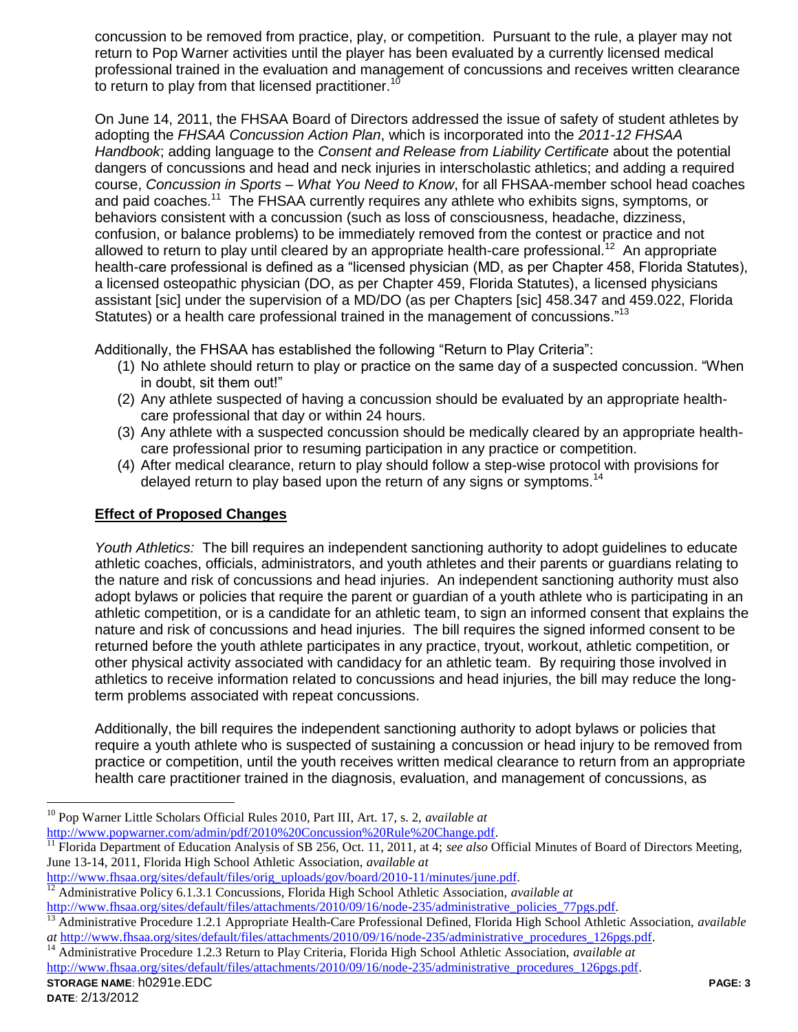concussion to be removed from practice, play, or competition. Pursuant to the rule, a player may not return to Pop Warner activities until the player has been evaluated by a currently licensed medical professional trained in the evaluation and management of concussions and receives written clearance to return to play from that licensed practitioner.[10]

On June 14, 2011, the FHSAA Board of Directors addressed the issue of safety of student athletes by adopting the *FHSAA Concussion Action Plan*, which is incorporated into the *2011-12 FHSAA Handbook*; adding language to the *Consent and Release from Liability Certificate* about the potential dangers of concussions and head and neck injuries in interscholastic athletics; and adding a required course, *Concussion in Sports – What You Need to Know*, for all FHSAA-member school head coaches and paid coaches.[11] The FHSAA currently requires any athlete who exhibits signs, symptoms, or behaviors consistent with a concussion (such as loss of consciousness, headache, dizziness, confusion, or balance problems) to be immediately removed from the contest or practice and not allowed to return to play until cleared by an appropriate health-care professional.[12] An appropriate health-care professional is defined as a "licensed physician (MD, as per Chapter 458, Florida Statutes), a licensed osteopathic physician (DO, as per Chapter 459, Florida Statutes), a licensed physicians assistant [sic] under the supervision of a MD/DO (as per Chapters [sic] 458.347 and 459.022, Florida Statutes) or a health care professional trained in the management of concussions."[13]

Additionally, the FHSAA has established the following "Return to Play Criteria":

1. No athlete should return to play or practice on the same day of a suspected concussion. "When in doubt, sit them out!"
2. Any athlete suspected of having a concussion should be evaluated by an appropriate health-care professional that day or within 24 hours.
3. Any athlete with a suspected concussion should be medically cleared by an appropriate health-care professional prior to resuming participation in any practice or competition.
4. After medical clearance, return to play should follow a step-wise protocol with provisions for delayed return to play based upon the return of any signs or symptoms.[14]

**Effect of Proposed Changes**

*Youth Athletics:* The bill requires an independent sanctioning authority to adopt guidelines to educate athletic coaches, officials, administrators, and youth athletes and their parents or guardians relating to the nature and risk of concussions and head injuries. An independent sanctioning authority must also adopt bylaws or policies that require the parent or guardian of a youth athlete who is participating in an athletic competition, or is a candidate for an athletic team, to sign an informed consent that explains the nature and risk of concussions and head injuries. The bill requires the signed informed consent to be returned before the youth athlete participates in any practice, tryout, workout, athletic competition, or other physical activity associated with candidacy for an athletic team. By requiring those involved in athletics to receive information related to concussions and head injuries, the bill may reduce the long-term problems associated with repeat concussions.

Additionally, the bill requires the independent sanctioning authority to adopt bylaws or policies that require a youth athlete who is suspected of sustaining a concussion or head injury to be removed from practice or competition, until the youth receives written medical clearance to return from an appropriate health care practitioner trained in the diagnosis, evaluation, and management of concussions, as

---

[10] Pop Warner Little Scholars Official Rules 2010, Part III, Art. 17, s. 2, *available at* http://www.popwarner.com/admin/pdf/2010%20Concussion%20Rule%20Change.pdf.

[11] Florida Department of Education Analysis of SB 256, Oct. 11, 2011, at 4; *see also* Official Minutes of Board of Directors Meeting, June 13-14, 2011, Florida High School Athletic Association, *available at* http://www.fhsaa.org/sites/default/files/orig_uploads/gov/board/2010-11/minutes/june.pdf.

[12] Administrative Policy 6.1.3.1 Concussions, Florida High School Athletic Association, *available at* http://www.fhsaa.org/sites/default/files/attachments/2010/09/16/node-235/administrative_policies_77pgs.pdf.

[13] Administrative Procedure 1.2.1 Appropriate Health-Care Professional Defined, Florida High School Athletic Association, *available at* http://www.fhsaa.org/sites/default/files/attachments/2010/09/16/node-235/administrative_procedures_126pgs.pdf.

[14] Administrative Procedure 1.2.3 Return to Play Criteria, Florida High School Athletic Association, *available at* http://www.fhsaa.org/sites/default/files/attachments/2010/09/16/node-235/administrative_procedures_126pgs.pdf.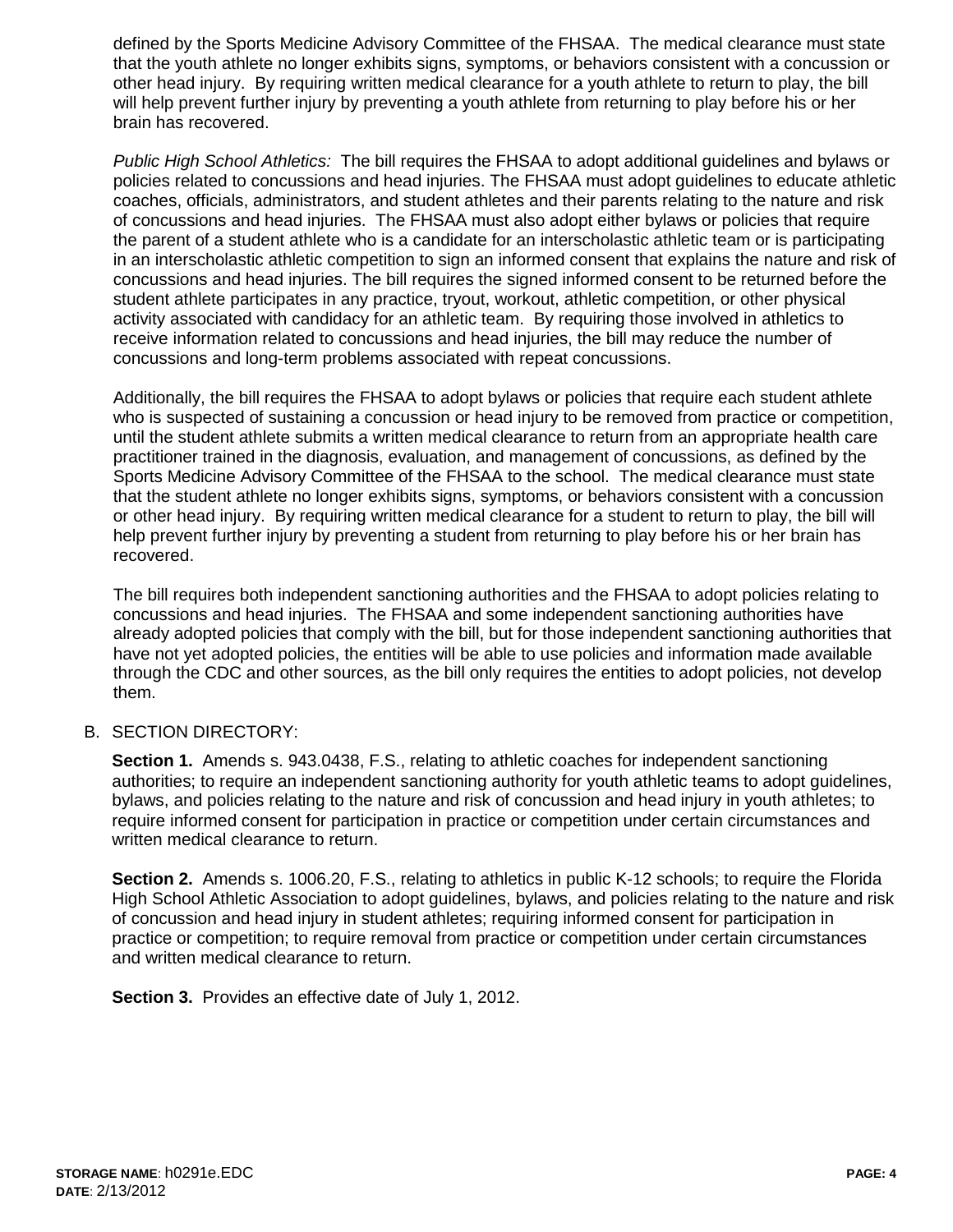defined by the Sports Medicine Advisory Committee of the FHSAA. The medical clearance must state that the youth athlete no longer exhibits signs, symptoms, or behaviors consistent with a concussion or other head injury. By requiring written medical clearance for a youth athlete to return to play, the bill will help prevent further injury by preventing a youth athlete from returning to play before his or her brain has recovered.

*Public High School Athletics:* The bill requires the FHSAA to adopt additional guidelines and bylaws or policies related to concussions and head injuries. The FHSAA must adopt guidelines to educate athletic coaches, officials, administrators, and student athletes and their parents relating to the nature and risk of concussions and head injuries. The FHSAA must also adopt either bylaws or policies that require the parent of a student athlete who is a candidate for an interscholastic athletic team or is participating in an interscholastic athletic competition to sign an informed consent that explains the nature and risk of concussions and head injuries. The bill requires the signed informed consent to be returned before the student athlete participates in any practice, tryout, workout, athletic competition, or other physical activity associated with candidacy for an athletic team. By requiring those involved in athletics to receive information related to concussions and head injuries, the bill may reduce the number of concussions and long-term problems associated with repeat concussions.

Additionally, the bill requires the FHSAA to adopt bylaws or policies that require each student athlete who is suspected of sustaining a concussion or head injury to be removed from practice or competition, until the student athlete submits a written medical clearance to return from an appropriate health care practitioner trained in the diagnosis, evaluation, and management of concussions, as defined by the Sports Medicine Advisory Committee of the FHSAA to the school. The medical clearance must state that the student athlete no longer exhibits signs, symptoms, or behaviors consistent with a concussion or other head injury. By requiring written medical clearance for a student to return to play, the bill will help prevent further injury by preventing a student from returning to play before his or her brain has recovered.

The bill requires both independent sanctioning authorities and the FHSAA to adopt policies relating to concussions and head injuries. The FHSAA and some independent sanctioning authorities have already adopted policies that comply with the bill, but for those independent sanctioning authorities that have not yet adopted policies, the entities will be able to use policies and information made available through the CDC and other sources, as the bill only requires the entities to adopt policies, not develop them.

B. SECTION DIRECTORY:

**Section 1.** Amends s. 943.0438, F.S., relating to athletic coaches for independent sanctioning authorities; to require an independent sanctioning authority for youth athletic teams to adopt guidelines, bylaws, and policies relating to the nature and risk of concussion and head injury in youth athletes; to require informed consent for participation in practice or competition under certain circumstances and written medical clearance to return.

**Section 2.** Amends s. 1006.20, F.S., relating to athletics in public K-12 schools; to require the Florida High School Athletic Association to adopt guidelines, bylaws, and policies relating to the nature and risk of concussion and head injury in student athletes; requiring informed consent for participation in practice or competition; to require removal from practice or competition under certain circumstances and written medical clearance to return.

**Section 3.** Provides an effective date of July 1, 2012.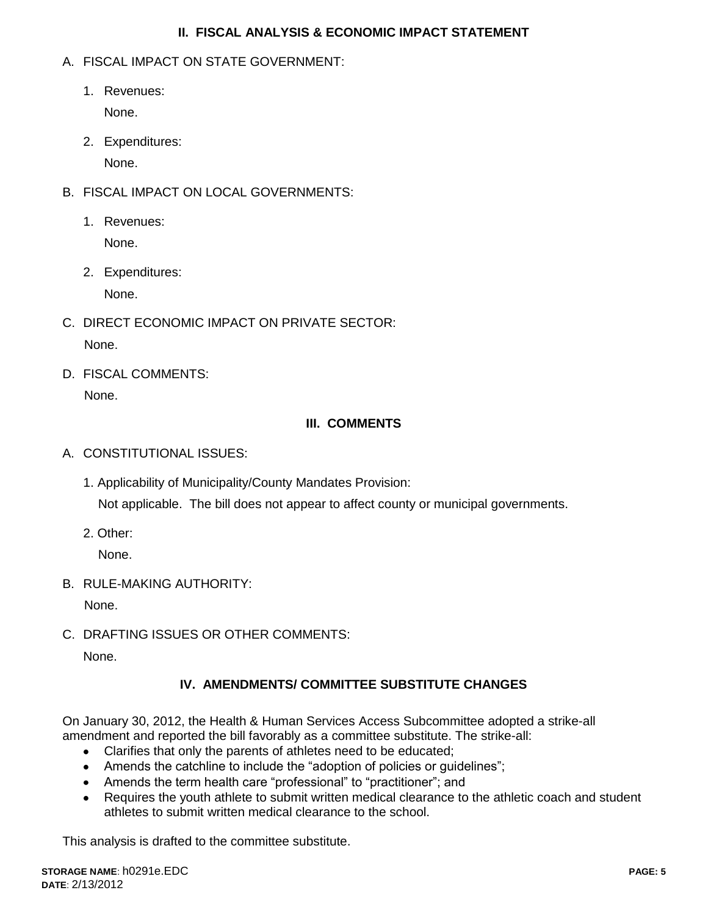## II. FISCAL ANALYSIS & ECONOMIC IMPACT STATEMENT

A. FISCAL IMPACT ON STATE GOVERNMENT:

1. Revenues:

   None.

2. Expenditures:

   None.

B. FISCAL IMPACT ON LOCAL GOVERNMENTS:

1. Revenues:

   None.

2. Expenditures:

   None.

C. DIRECT ECONOMIC IMPACT ON PRIVATE SECTOR:

   None.

D. FISCAL COMMENTS:

   None.

## III. COMMENTS

A. CONSTITUTIONAL ISSUES:

1. Applicability of Municipality/County Mandates Provision:

   Not applicable. The bill does not appear to affect county or municipal governments.

2. Other:

   None.

B. RULE-MAKING AUTHORITY:

   None.

C. DRAFTING ISSUES OR OTHER COMMENTS:

   None.

## IV. AMENDMENTS/ COMMITTEE SUBSTITUTE CHANGES

On January 30, 2012, the Health & Human Services Access Subcommittee adopted a strike-all amendment and reported the bill favorably as a committee substitute. The strike-all:

- Clarifies that only the parents of athletes need to be educated;
- Amends the catchline to include the "adoption of policies or guidelines";
- Amends the term health care "professional" to "practitioner"; and
- Requires the youth athlete to submit written medical clearance to the athletic coach and student athletes to submit written medical clearance to the school.

This analysis is drafted to the committee substitute.

**STORAGE NAME**: h0291e.EDC
**DATE**: 2/13/2012